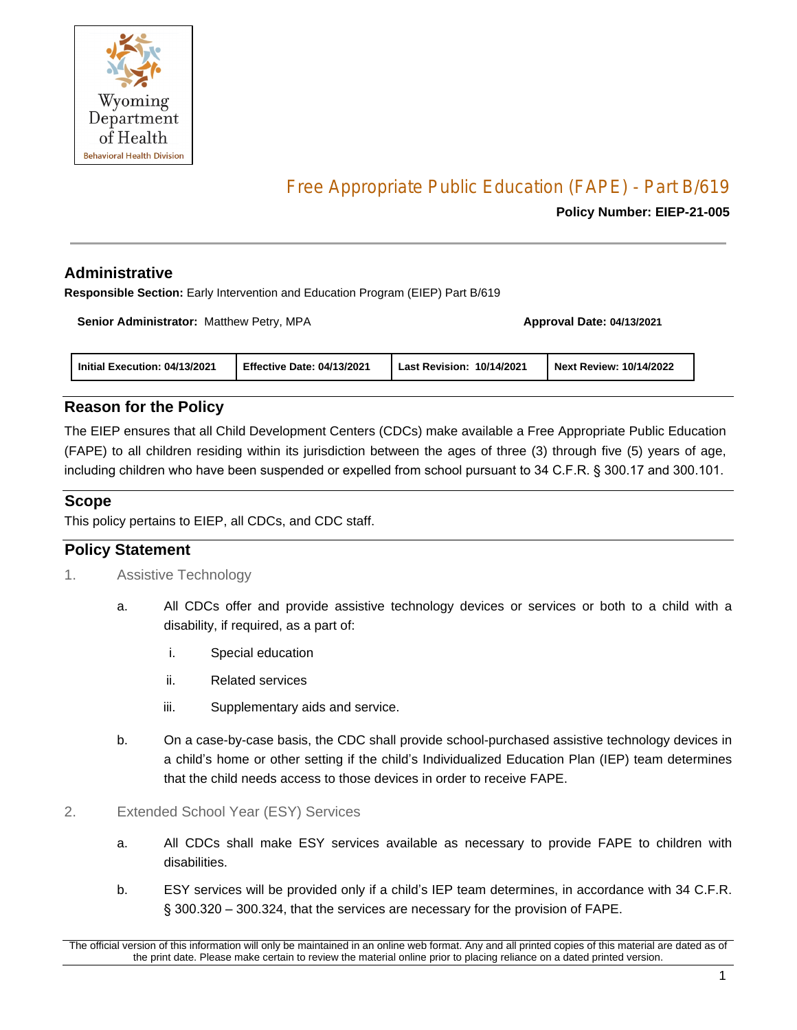Wyoming Department of Health
Behavioral Health Division

# Free Appropriate Public Education (FAPE) - Part B/619

**Policy Number: EIEP-21-005**

## Administrative

**Responsible Section:** Early Intervention and Education Program (EIEP) Part B/619

**Senior Administrator:** Matthew Petry, MPA

**Approval Date: 04/13/2021**

| Initial Execution: 04/13/2021 | Effective Date: 04/13/2021 | Last Revision: 10/14/2021 | Next Review: 10/14/2022 |
|---|---|---|---|

## Reason for the Policy

The EIEP ensures that all Child Development Centers (CDCs) make available a Free Appropriate Public Education (FAPE) to all children residing within its jurisdiction between the ages of three (3) through five (5) years of age, including children who have been suspended or expelled from school pursuant to 34 C.F.R. § 300.17 and 300.101.

## Scope

This policy pertains to EIEP, all CDCs, and CDC staff.

## Policy Statement

1. Assistive Technology

   a. All CDCs offer and provide assistive technology devices or services or both to a child with a disability, if required, as a part of:

      i. Special education

      ii. Related services

      iii. Supplementary aids and service.

   b. On a case-by-case basis, the CDC shall provide school-purchased assistive technology devices in a child's home or other setting if the child's Individualized Education Plan (IEP) team determines that the child needs access to those devices in order to receive FAPE.

2. Extended School Year (ESY) Services

   a. All CDCs shall make ESY services available as necessary to provide FAPE to children with disabilities.

   b. ESY services will be provided only if a child's IEP team determines, in accordance with 34 C.F.R. § 300.320 – 300.324, that the services are necessary for the provision of FAPE.

The official version of this information will only be maintained in an online web format. Any and all printed copies of this material are dated as of the print date. Please make certain to review the material online prior to placing reliance on a dated printed version.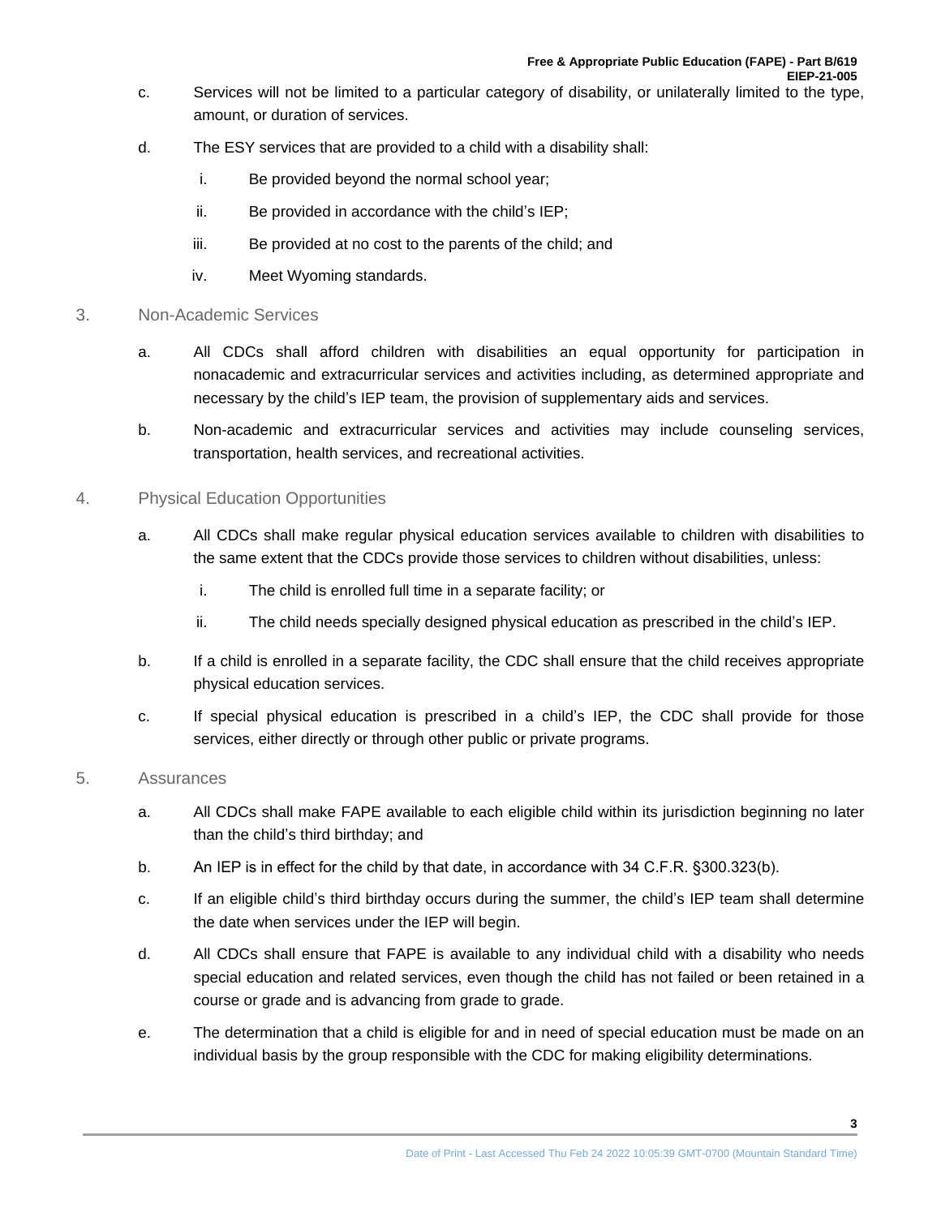c. Services will not be limited to a particular category of disability, or unilaterally limited to the type, amount, or duration of services.

d. The ESY services that are provided to a child with a disability shall:

   i. Be provided beyond the normal school year;

   ii. Be provided in accordance with the child's IEP;

   iii. Be provided at no cost to the parents of the child; and

   iv. Meet Wyoming standards.

3. Non-Academic Services

   a. All CDCs shall afford children with disabilities an equal opportunity for participation in nonacademic and extracurricular services and activities including, as determined appropriate and necessary by the child's IEP team, the provision of supplementary aids and services.

   b. Non-academic and extracurricular services and activities may include counseling services, transportation, health services, and recreational activities.

4. Physical Education Opportunities

   a. All CDCs shall make regular physical education services available to children with disabilities to the same extent that the CDCs provide those services to children without disabilities, unless:

      i. The child is enrolled full time in a separate facility; or

      ii. The child needs specially designed physical education as prescribed in the child's IEP.

   b. If a child is enrolled in a separate facility, the CDC shall ensure that the child receives appropriate physical education services.

   c. If special physical education is prescribed in a child's IEP, the CDC shall provide for those services, either directly or through other public or private programs.

5. Assurances

   a. All CDCs shall make FAPE available to each eligible child within its jurisdiction beginning no later than the child's third birthday; and

   b. An IEP is in effect for the child by that date, in accordance with 34 C.F.R. §300.323(b).

   c. If an eligible child's third birthday occurs during the summer, the child's IEP team shall determine the date when services under the IEP will begin.

   d. All CDCs shall ensure that FAPE is available to any individual child with a disability who needs special education and related services, even though the child has not failed or been retained in a course or grade and is advancing from grade to grade.

   e. The determination that a child is eligible for and in need of special education must be made on an individual basis by the group responsible with the CDC for making eligibility determinations.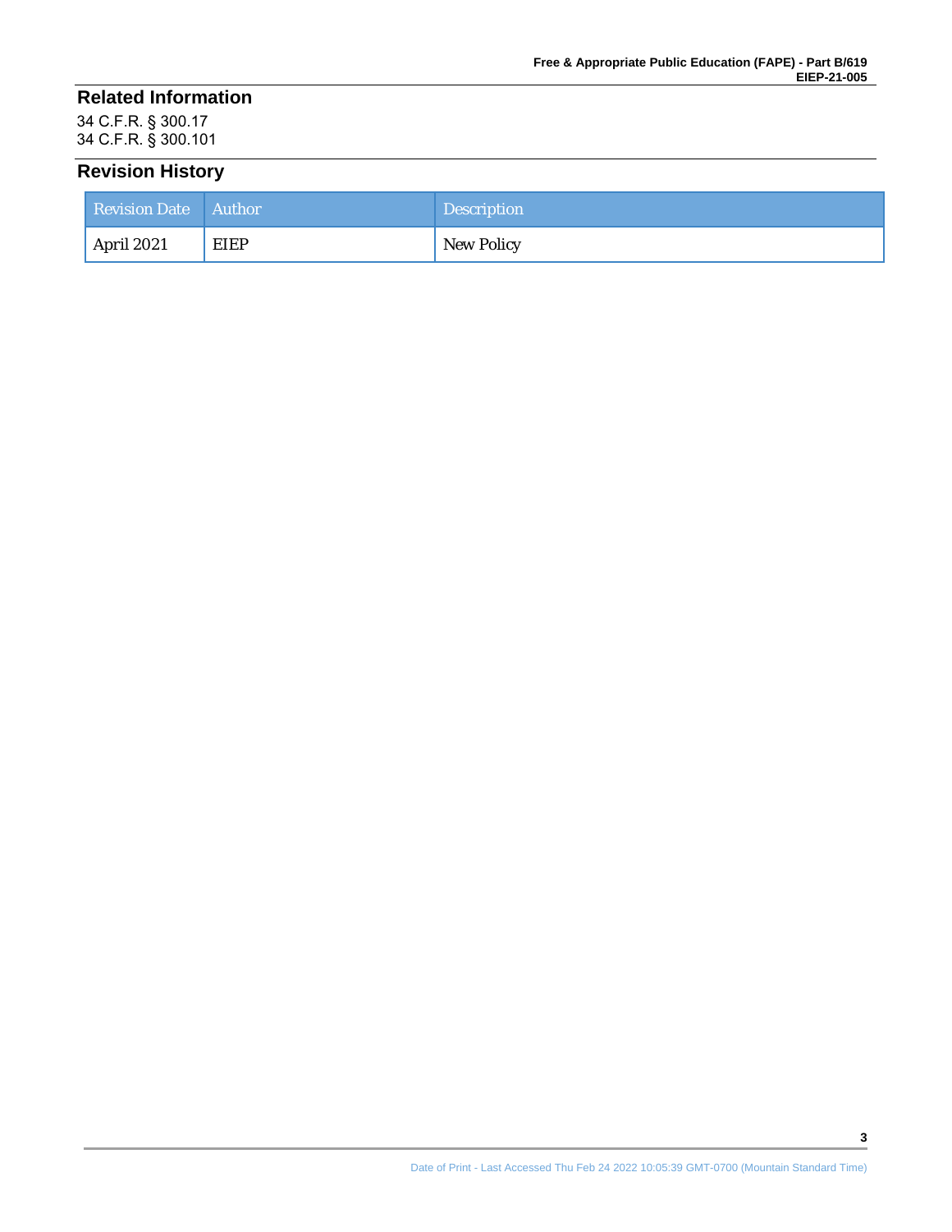## Related Information

34 C.F.R. § 300.17
34 C.F.R. § 300.101

## Revision History

| Revision Date | Author | Description |
| --- | --- | --- |
| April 2021 | EIEP | New Policy |